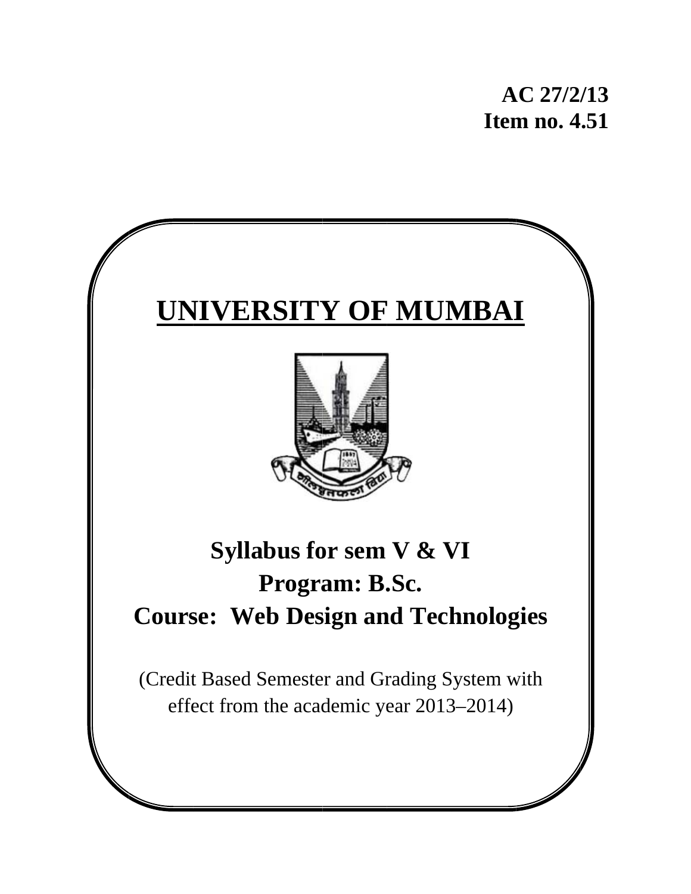**AC 27/2/13**
**Item no. 4.51**

# UNIVERSITY OF MUMBAI

## Syllabus for sem V & VI
## Program: B.Sc.
## Course: Web Design and Technologies

(Credit Based Semester and Grading System with effect from the academic year 2013–2014)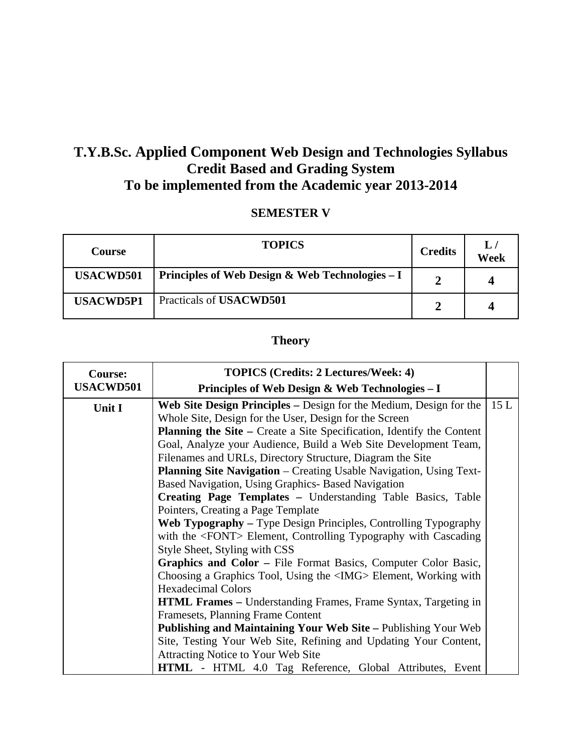# T.Y.B.Sc. Applied Component Web Design and Technologies Syllabus
# Credit Based and Grading System
# To be implemented from the Academic year 2013-2014

## SEMESTER V

| Course | TOPICS | Credits | L / Week |
| --- | --- | --- | --- |
| **USACWD501** | **Principles of Web Design & Web Technologies – I** | **2** | **4** |
| **USACWD5P1** | Practicals of **USACWD501** | **2** | **4** |

## Theory

| **Course: USACWD501** | **TOPICS (Credits: 2 Lectures/Week: 4)** <br> **Principles of Web Design & Web Technologies – I** | |
| --- | --- | --- |
| **Unit I** | **Web Site Design Principles –** Design for the Medium, Design for the Whole Site, Design for the User, Design for the Screen <br> **Planning the Site –** Create a Site Specification, Identify the Content Goal, Analyze your Audience, Build a Web Site Development Team, Filenames and URLs, Directory Structure, Diagram the Site <br> **Planning Site Navigation** – Creating Usable Navigation, Using Text-Based Navigation, Using Graphics- Based Navigation <br> **Creating Page Templates –** Understanding Table Basics, Table Pointers, Creating a Page Template <br> **Web Typography –** Type Design Principles, Controlling Typography with the <FONT> Element, Controlling Typography with Cascading Style Sheet, Styling with CSS <br> **Graphics and Color –** File Format Basics, Computer Color Basic, Choosing a Graphics Tool, Using the <IMG> Element, Working with Hexadecimal Colors <br> **HTML Frames –** Understanding Frames, Frame Syntax, Targeting in Framesets, Planning Frame Content <br> **Publishing and Maintaining Your Web Site –** Publishing Your Web Site, Testing Your Web Site, Refining and Updating Your Content, Attracting Notice to Your Web Site <br> **HTML** - HTML 4.0 Tag Reference, Global Attributes, Event | 15 L |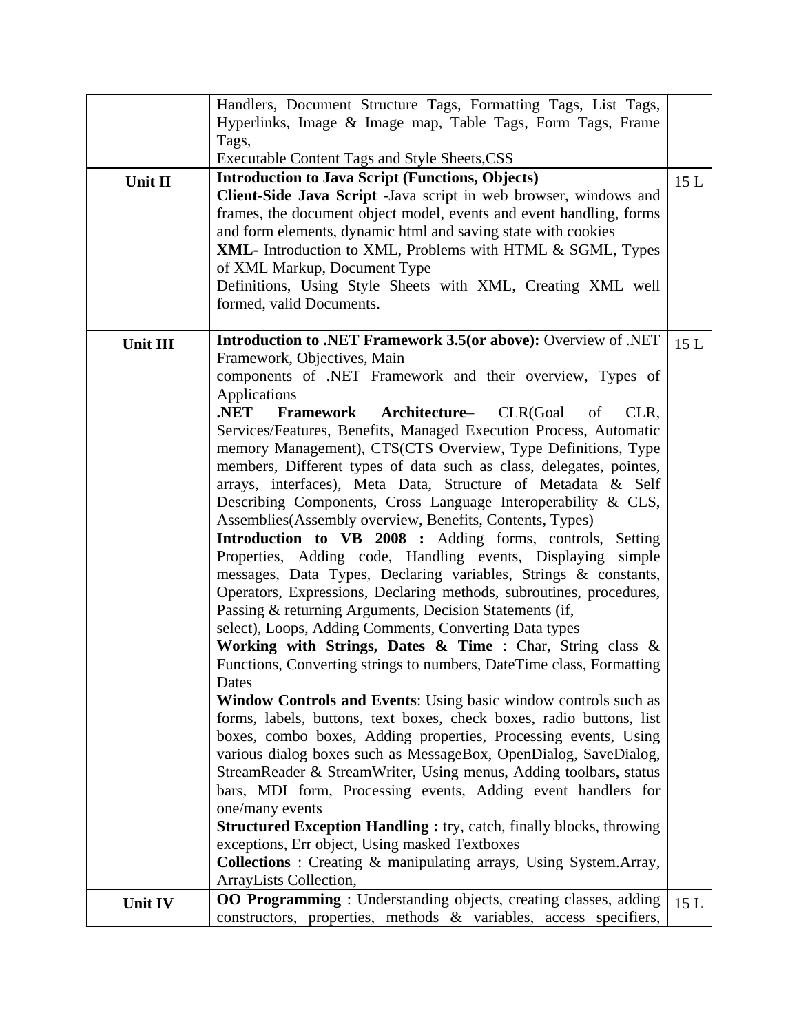| | | |
|---|---|---|
| | Handlers, Document Structure Tags, Formatting Tags, List Tags, Hyperlinks, Image & Image map, Table Tags, Form Tags, Frame Tags,<br>Executable Content Tags and Style Sheets,CSS | |
| **Unit II** | **Introduction to Java Script (Functions, Objects)**<br>**Client-Side Java Script** -Java script in web browser, windows and frames, the document object model, events and event handling, forms and form elements, dynamic html and saving state with cookies<br>**XML-** Introduction to XML, Problems with HTML & SGML, Types of XML Markup, Document Type<br>Definitions, Using Style Sheets with XML, Creating XML well formed, valid Documents. | 15 L |
| **Unit III** | **Introduction to .NET Framework 3.5(or above):** Overview of .NET Framework, Objectives, Main<br>components of .NET Framework and their overview, Types of Applications<br>**.NET Framework Architecture**– CLR(Goal of CLR, Services/Features, Benefits, Managed Execution Process, Automatic memory Management), CTS(CTS Overview, Type Definitions, Type members, Different types of data such as class, delegates, pointes, arrays, interfaces), Meta Data, Structure of Metadata & Self Describing Components, Cross Language Interoperability & CLS, Assemblies(Assembly overview, Benefits, Contents, Types)<br>**Introduction to VB 2008 :** Adding forms, controls, Setting Properties, Adding code, Handling events, Displaying simple messages, Data Types, Declaring variables, Strings & constants, Operators, Expressions, Declaring methods, subroutines, procedures, Passing & returning Arguments, Decision Statements (if,<br>select), Loops, Adding Comments, Converting Data types<br>**Working with Strings, Dates & Time** : Char, String class & Functions, Converting strings to numbers, DateTime class, Formatting Dates<br>**Window Controls and Events**: Using basic window controls such as forms, labels, buttons, text boxes, check boxes, radio buttons, list boxes, combo boxes, Adding properties, Processing events, Using various dialog boxes such as MessageBox, OpenDialog, SaveDialog, StreamReader & StreamWriter, Using menus, Adding toolbars, status bars, MDI form, Processing events, Adding event handlers for one/many events<br>**Structured Exception Handling :** try, catch, finally blocks, throwing exceptions, Err object, Using masked Textboxes<br>**Collections** : Creating & manipulating arrays, Using System.Array, ArrayLists Collection, | 15 L |
| **Unit IV** | **OO Programming** : Understanding objects, creating classes, adding constructors, properties, methods & variables, access specifiers, | 15 L |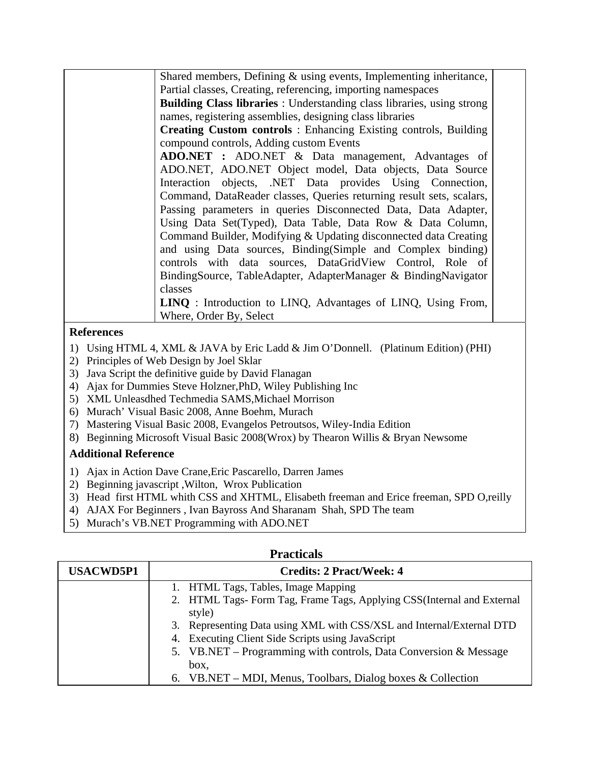| | | |
|---|---|---|
| | Shared members, Defining & using events, Implementing inheritance, Partial classes, Creating, referencing, importing namespaces<br>**Building Class libraries** : Understanding class libraries, using strong names, registering assemblies, designing class libraries<br>**Creating Custom controls** : Enhancing Existing controls, Building compound controls, Adding custom Events<br>**ADO.NET :** ADO.NET & Data management, Advantages of ADO.NET, ADO.NET Object model, Data objects, Data Source Interaction objects, .NET Data provides Using Connection, Command, DataReader classes, Queries returning result sets, scalars, Passing parameters in queries Disconnected Data, Data Adapter, Using Data Set(Typed), Data Table, Data Row & Data Column, Command Builder, Modifying & Updating disconnected data Creating and using Data sources, Binding(Simple and Complex binding) controls with data sources, DataGridView Control, Role of BindingSource, TableAdapter, AdapterManager & BindingNavigator classes<br>**LINQ** : Introduction to LINQ, Advantages of LINQ, Using From, Where, Order By, Select | |

**References**

1) Using HTML 4, XML & JAVA by Eric Ladd & Jim O'Donnell. (Platinum Edition) (PHI)
2) Principles of Web Design by Joel Sklar
3) Java Script the definitive guide by David Flanagan
4) Ajax for Dummies Steve Holzner,PhD, Wiley Publishing Inc
5) XML Unleasdhed Techmedia SAMS,Michael Morrison
6) Murach' Visual Basic 2008, Anne Boehm, Murach
7) Mastering Visual Basic 2008, Evangelos Petroutsos, Wiley-India Edition
8) Beginning Microsoft Visual Basic 2008(Wrox) by Thearon Willis & Bryan Newsome

**Additional Reference**

1) Ajax in Action Dave Crane,Eric Pascarello, Darren James
2) Beginning javascript ,Wilton, Wrox Publication
3) Head first HTML whith CSS and XHTML, Elisabeth freeman and Erice freeman, SPD O,reilly
4) AJAX For Beginners , Ivan Bayross And Sharanam Shah, SPD The team
5) Murach's VB.NET Programming with ADO.NET

## Practicals

| USACWD5P1 | Credits: 2 Pract/Week: 4 |
|---|---|
| | 1. HTML Tags, Tables, Image Mapping<br>2. HTML Tags- Form Tag, Frame Tags, Applying CSS(Internal and External style)<br>3. Representing Data using XML with CSS/XSL and Internal/External DTD<br>4. Executing Client Side Scripts using JavaScript<br>5. VB.NET – Programming with controls, Data Conversion & Message box,<br>6. VB.NET – MDI, Menus, Toolbars, Dialog boxes & Collection |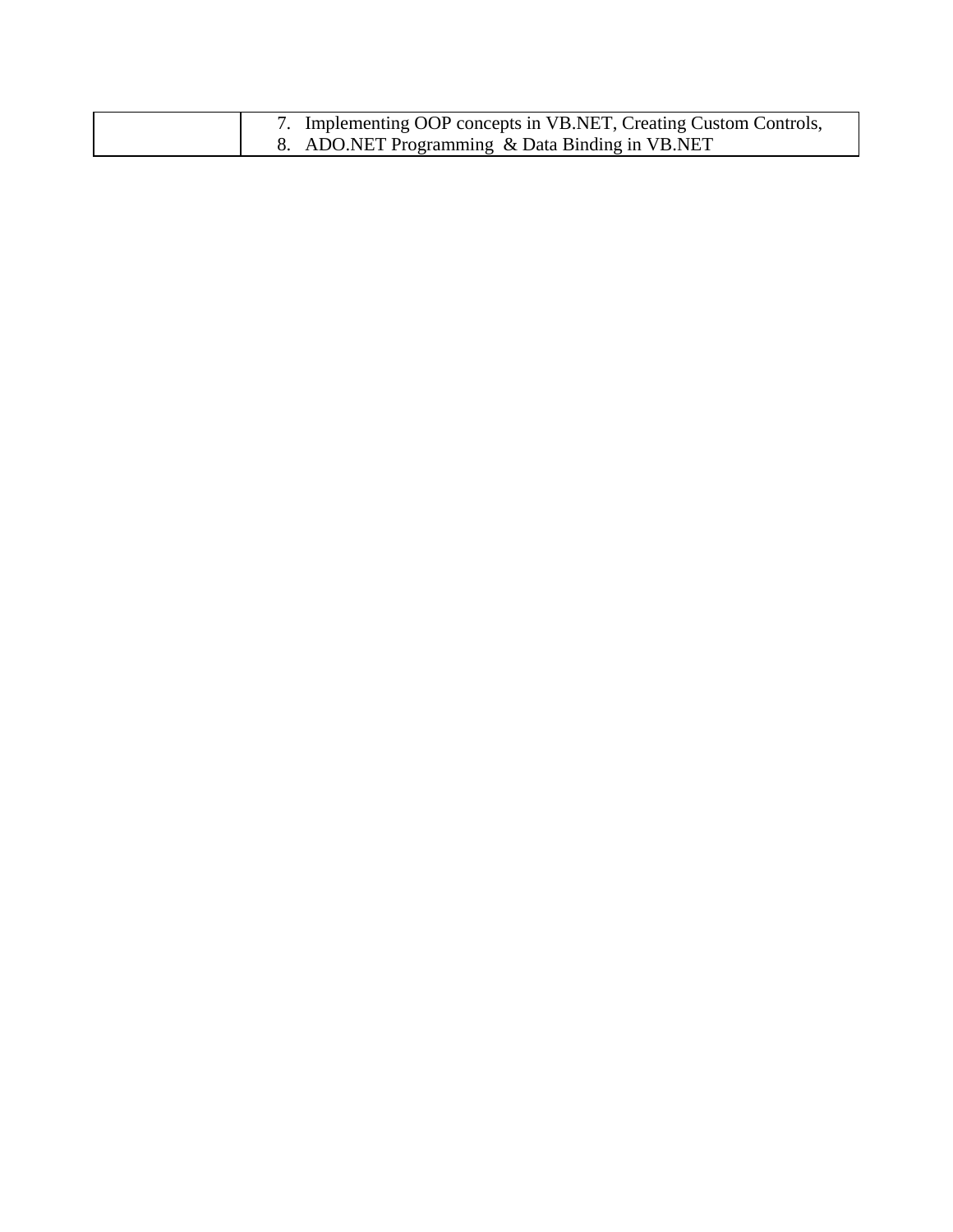|  |  |
|---|---|
|  | 7. Implementing OOP concepts in VB.NET, Creating Custom Controls,<br>8. ADO.NET Programming & Data Binding in VB.NET |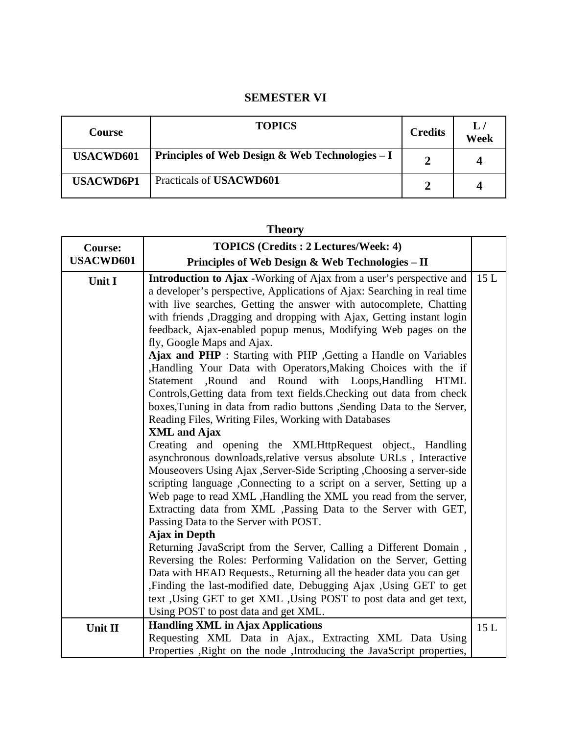# SEMESTER VI

| Course | TOPICS | Credits | L / Week |
|---|---|---|---|
| **USACWD601** | **Principles of Web Design & Web Technologies – I** | **2** | **4** |
| **USACWD6P1** | Practicals of **USACWD601** | **2** | **4** |

## Theory

| **Course: USACWD601** | **TOPICS (Credits : 2 Lectures/Week: 4)** **Principles of Web Design & Web Technologies – II** | |
|---|---|---|
| **Unit I** | **Introduction to Ajax -**Working of Ajax from a user's perspective and a developer's perspective, Applications of Ajax: Searching in real time with live searches, Getting the answer with autocomplete, Chatting with friends ,Dragging and dropping with Ajax, Getting instant login feedback, Ajax-enabled popup menus, Modifying Web pages on the fly, Google Maps and Ajax. **Ajax and PHP** : Starting with PHP ,Getting a Handle on Variables ,Handling Your Data with Operators,Making Choices with the if Statement ,Round and Round with Loops,Handling HTML Controls,Getting data from text fields.Checking out data from check boxes,Tuning in data from radio buttons ,Sending Data to the Server, Reading Files, Writing Files, Working with Databases **XML and Ajax** Creating and opening the XMLHttpRequest object., Handling asynchronous downloads,relative versus absolute URLs , Interactive Mouseovers Using Ajax ,Server-Side Scripting ,Choosing a server-side scripting language ,Connecting to a script on a server, Setting up a Web page to read XML ,Handling the XML you read from the server, Extracting data from XML ,Passing Data to the Server with GET, Passing Data to the Server with POST. **Ajax in Depth** Returning JavaScript from the Server, Calling a Different Domain , Reversing the Roles: Performing Validation on the Server, Getting Data with HEAD Requests., Returning all the header data you can get ,Finding the last-modified date, Debugging Ajax ,Using GET to get text ,Using GET to get XML ,Using POST to post data and get text, Using POST to post data and get XML. | 15 L |
| **Unit II** | **Handling XML in Ajax Applications** Requesting XML Data in Ajax., Extracting XML Data Using Properties ,Right on the node ,Introducing the JavaScript properties, | 15 L |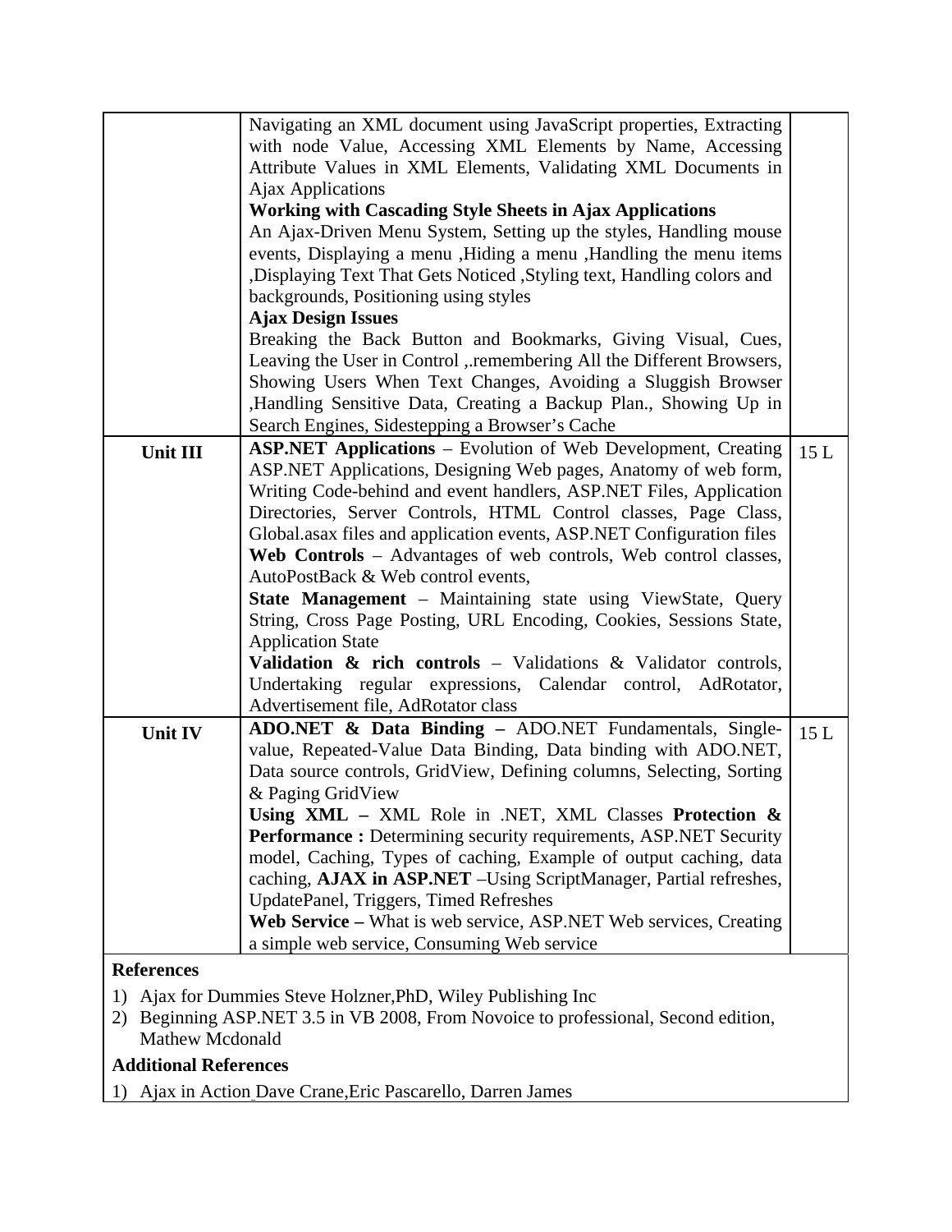| | | |
|---|---|---|
| | Navigating an XML document using JavaScript properties, Extracting with node Value, Accessing XML Elements by Name, Accessing Attribute Values in XML Elements, Validating XML Documents in Ajax Applications<br>**Working with Cascading Style Sheets in Ajax Applications**<br>An Ajax-Driven Menu System, Setting up the styles, Handling mouse events, Displaying a menu ,Hiding a menu ,Handling the menu items ,Displaying Text That Gets Noticed ,Styling text, Handling colors and backgrounds, Positioning using styles<br>**Ajax Design Issues**<br>Breaking the Back Button and Bookmarks, Giving Visual, Cues, Leaving the User in Control ,.remembering All the Different Browsers, Showing Users When Text Changes, Avoiding a Sluggish Browser ,Handling Sensitive Data, Creating a Backup Plan., Showing Up in Search Engines, Sidestepping a Browser's Cache | |
| **Unit III** | **ASP.NET Applications** – Evolution of Web Development, Creating ASP.NET Applications, Designing Web pages, Anatomy of web form, Writing Code-behind and event handlers, ASP.NET Files, Application Directories, Server Controls, HTML Control classes, Page Class, Global.asax files and application events, ASP.NET Configuration files<br>**Web Controls** – Advantages of web controls, Web control classes, AutoPostBack & Web control events,<br>**State Management** – Maintaining state using ViewState, Query String, Cross Page Posting, URL Encoding, Cookies, Sessions State, Application State<br>**Validation & rich controls** – Validations & Validator controls, Undertaking regular expressions, Calendar control, AdRotator, Advertisement file, AdRotator class | 15 L |
| **Unit IV** | **ADO.NET & Data Binding –** ADO.NET Fundamentals, Single-value, Repeated-Value Data Binding, Data binding with ADO.NET, Data source controls, GridView, Defining columns, Selecting, Sorting & Paging GridView<br>**Using XML –** XML Role in .NET, XML Classes **Protection & Performance :** Determining security requirements, ASP.NET Security model, Caching, Types of caching, Example of output caching, data caching, **AJAX in ASP.NET** –Using ScriptManager, Partial refreshes, UpdatePanel, Triggers, Timed Refreshes<br>**Web Service –** What is web service, ASP.NET Web services, Creating a simple web service, Consuming Web service | 15 L |

**References**

1) Ajax for Dummies Steve Holzner,PhD, Wiley Publishing Inc
2) Beginning ASP.NET 3.5 in VB 2008, From Novoice to professional, Second edition, Mathew Mcdonald

**Additional References**

1) Ajax in Action Dave Crane,Eric Pascarello, Darren James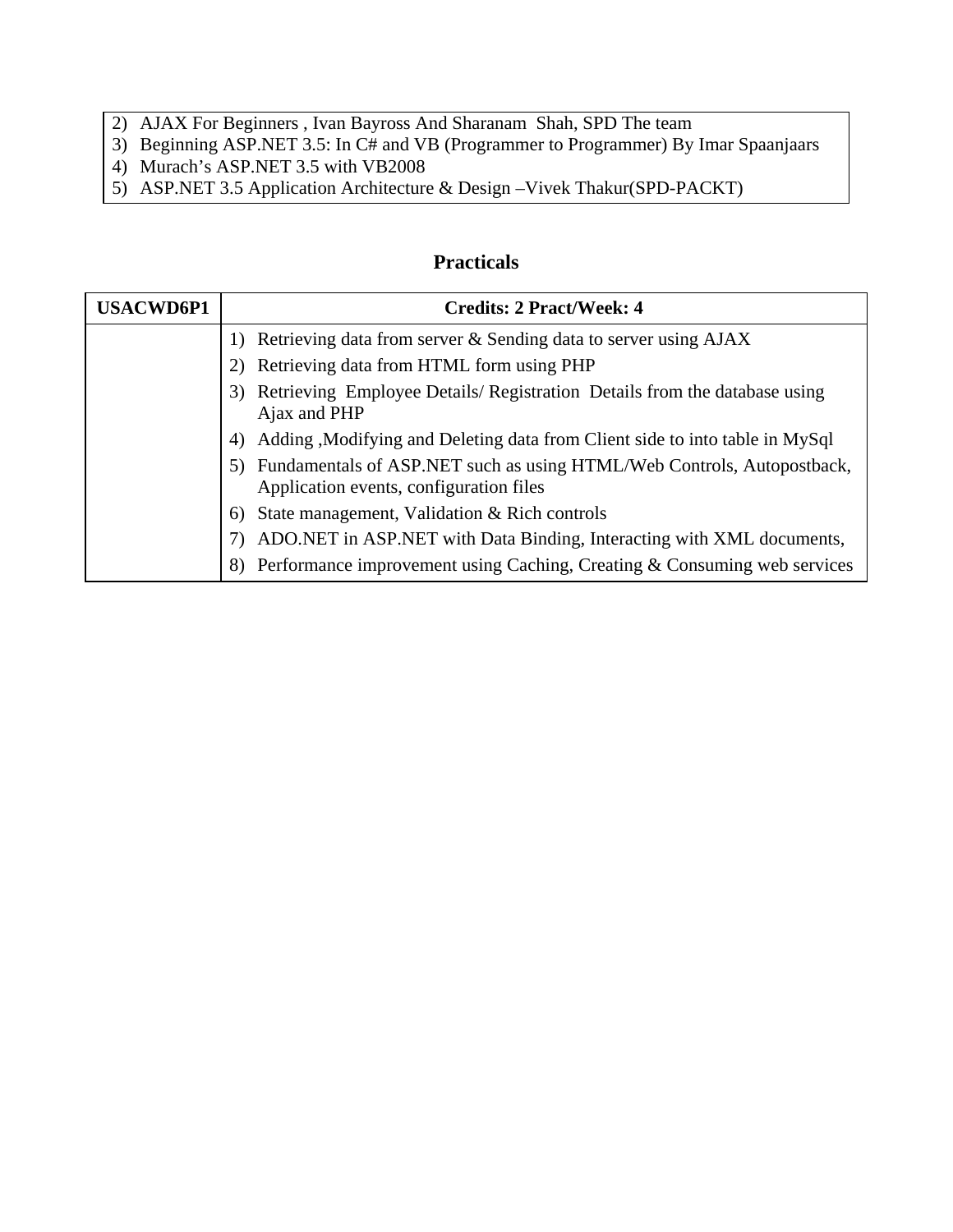| |
|---|
| 2) AJAX For Beginners , Ivan Bayross And Sharanam Shah, SPD The team<br>3) Beginning ASP.NET 3.5: In C# and VB (Programmer to Programmer) By Imar Spaanjaars<br>4) Murach's ASP.NET 3.5 with VB2008<br>5) ASP.NET 3.5 Application Architecture & Design –Vivek Thakur(SPD-PACKT) |

## Practicals

| **USACWD6P1** | **Credits: 2 Pract/Week: 4** |
|---|---|
| | 1) Retrieving data from server & Sending data to server using AJAX<br>2) Retrieving data from HTML form using PHP<br>3) Retrieving Employee Details/ Registration Details from the database using Ajax and PHP<br>4) Adding ,Modifying and Deleting data from Client side to into table in MySql<br>5) Fundamentals of ASP.NET such as using HTML/Web Controls, Autopostback, Application events, configuration files<br>6) State management, Validation & Rich controls<br>7) ADO.NET in ASP.NET with Data Binding, Interacting with XML documents,<br>8) Performance improvement using Caching, Creating & Consuming web services |